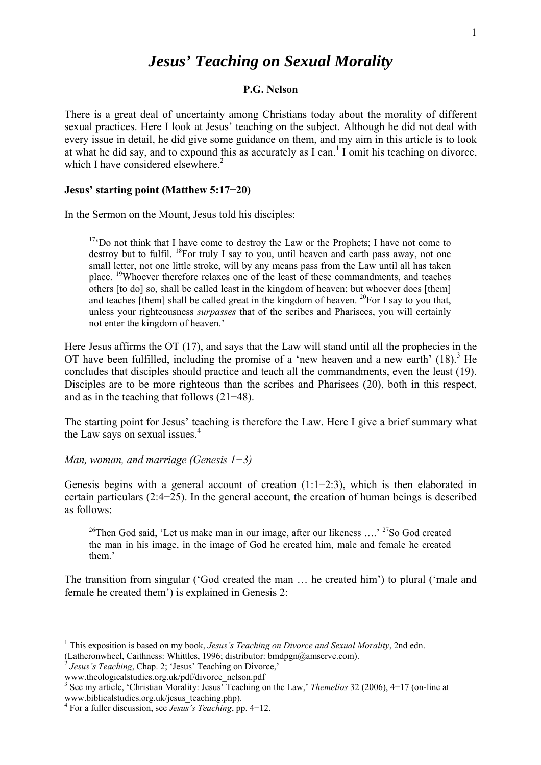# *Jesus' Teaching on Sexual Morality*

**P.G. Nelson**

There is a great deal of uncertainty among Christians today about the morality of different sexual practices. Here I look at Jesus' teaching on the subject. Although he did not deal with every issue in detail, he did give some guidance on them, and my aim in this article is to look at what he did say, and to expound this as accurately as I can.[1] I omit his teaching on divorce, which I have considered elsewhere.[2]

### Jesus' starting point (Matthew 5:17−20)

In the Sermon on the Mount, Jesus told his disciples:

> [17]'Do not think that I have come to destroy the Law or the Prophets; I have not come to destroy but to fulfil. [18]For truly I say to you, until heaven and earth pass away, not one small letter, not one little stroke, will by any means pass from the Law until all has taken place. [19]Whoever therefore relaxes one of the least of these commandments, and teaches others [to do] so, shall be called least in the kingdom of heaven; but whoever does [them] and teaches [them] shall be called great in the kingdom of heaven. [20]For I say to you that, unless your righteousness *surpasses* that of the scribes and Pharisees, you will certainly not enter the kingdom of heaven.'

Here Jesus affirms the OT (17), and says that the Law will stand until all the prophecies in the OT have been fulfilled, including the promise of a 'new heaven and a new earth' (18).[3] He concludes that disciples should practice and teach all the commandments, even the least (19). Disciples are to be more righteous than the scribes and Pharisees (20), both in this respect, and as in the teaching that follows (21−48).

The starting point for Jesus' teaching is therefore the Law. Here I give a brief summary what the Law says on sexual issues.[4]

*Man, woman, and marriage (Genesis 1−3)*

Genesis begins with a general account of creation (1:1−2:3), which is then elaborated in certain particulars (2:4−25). In the general account, the creation of human beings is described as follows:

> [26]Then God said, 'Let us make man in our image, after our likeness ….' [27]So God created the man in his image, in the image of God he created him, male and female he created them.'

The transition from singular ('God created the man … he created him') to plural ('male and female he created them') is explained in Genesis 2:

---

[1] This exposition is based on my book, *Jesus's Teaching on Divorce and Sexual Morality*, 2nd edn. (Latheronwheel, Caithness: Whittles, 1996; distributor: bmdpgn@amserve.com).

[2] *Jesus's Teaching*, Chap. 2; 'Jesus' Teaching on Divorce,' www.theologicalstudies.org.uk/pdf/divorce_nelson.pdf

[3] See my article, 'Christian Morality: Jesus' Teaching on the Law,' *Themelios* 32 (2006), 4−17 (on-line at www.biblicalstudies.org.uk/jesus_teaching.php).

[4] For a fuller discussion, see *Jesus's Teaching*, pp. 4−12.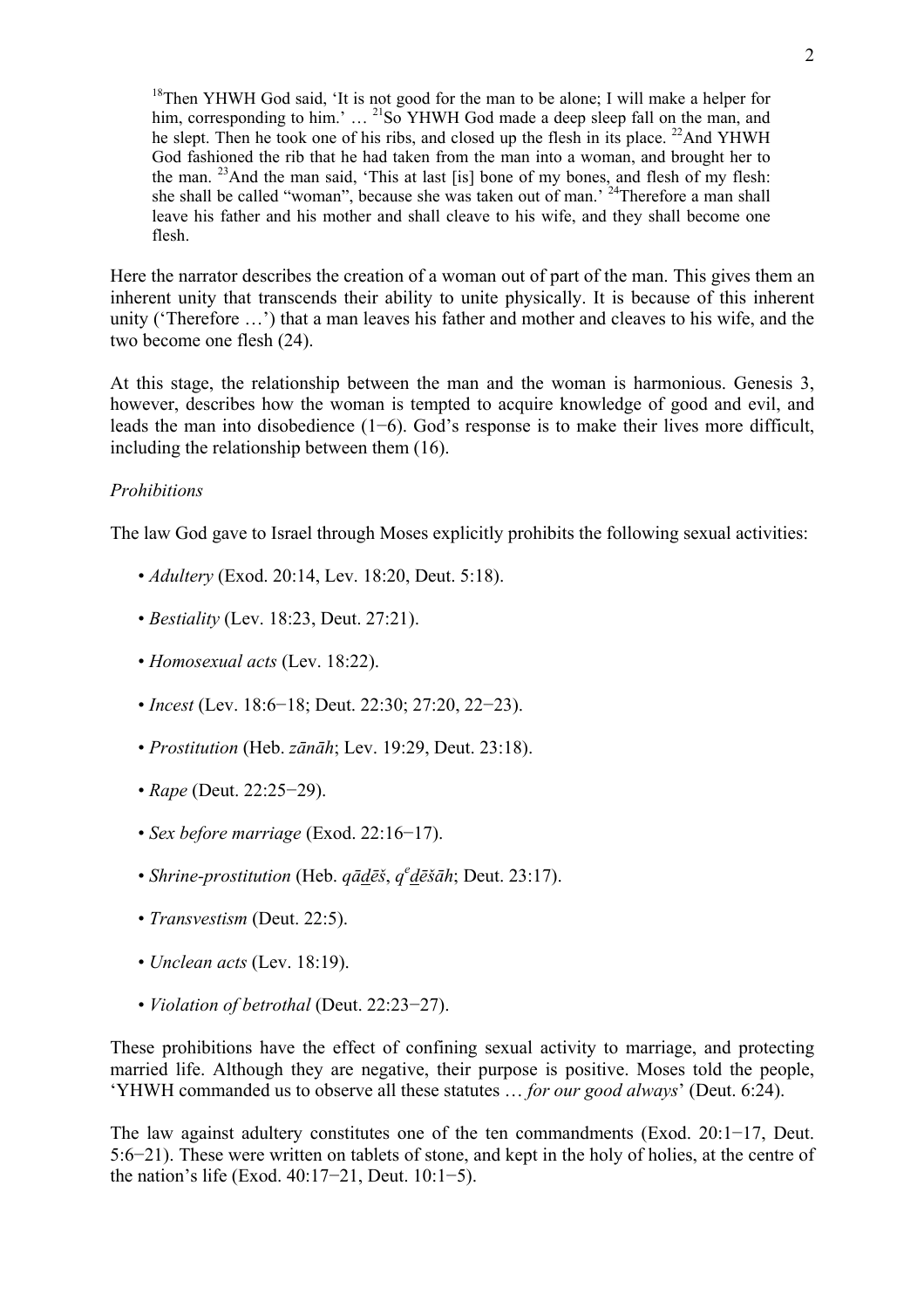> [18]Then YHWH God said, 'It is not good for the man to be alone; I will make a helper for him, corresponding to him.' … [21]So YHWH God made a deep sleep fall on the man, and he slept. Then he took one of his ribs, and closed up the flesh in its place. [22]And YHWH God fashioned the rib that he had taken from the man into a woman, and brought her to the man. [23]And the man said, 'This at last [is] bone of my bones, and flesh of my flesh: she shall be called "woman", because she was taken out of man.' [24]Therefore a man shall leave his father and his mother and shall cleave to his wife, and they shall become one flesh.

Here the narrator describes the creation of a woman out of part of the man. This gives them an inherent unity that transcends their ability to unite physically. It is because of this inherent unity ('Therefore …') that a man leaves his father and mother and cleaves to his wife, and the two become one flesh (24).

At this stage, the relationship between the man and the woman is harmonious. Genesis 3, however, describes how the woman is tempted to acquire knowledge of good and evil, and leads the man into disobedience (1−6). God's response is to make their lives more difficult, including the relationship between them (16).

*Prohibitions*

The law God gave to Israel through Moses explicitly prohibits the following sexual activities:

- *Adultery* (Exod. 20:14, Lev. 18:20, Deut. 5:18).
- *Bestiality* (Lev. 18:23, Deut. 27:21).
- *Homosexual acts* (Lev. 18:22).
- *Incest* (Lev. 18:6−18; Deut. 22:30; 27:20, 22−23).
- *Prostitution* (Heb. *zānāh*; Lev. 19:29, Deut. 23:18).
- *Rape* (Deut. 22:25−29).
- *Sex before marriage* (Exod. 22:16−17).
- *Shrine-prostitution* (Heb. *qāḏēš*, *qᵉḏēšāh*; Deut. 23:17).
- *Transvestism* (Deut. 22:5).
- *Unclean acts* (Lev. 18:19).
- *Violation of betrothal* (Deut. 22:23−27).

These prohibitions have the effect of confining sexual activity to marriage, and protecting married life. Although they are negative, their purpose is positive. Moses told the people, 'YHWH commanded us to observe all these statutes … *for our good always*' (Deut. 6:24).

The law against adultery constitutes one of the ten commandments (Exod. 20:1−17, Deut. 5:6−21). These were written on tablets of stone, and kept in the holy of holies, at the centre of the nation's life (Exod. 40:17−21, Deut. 10:1−5).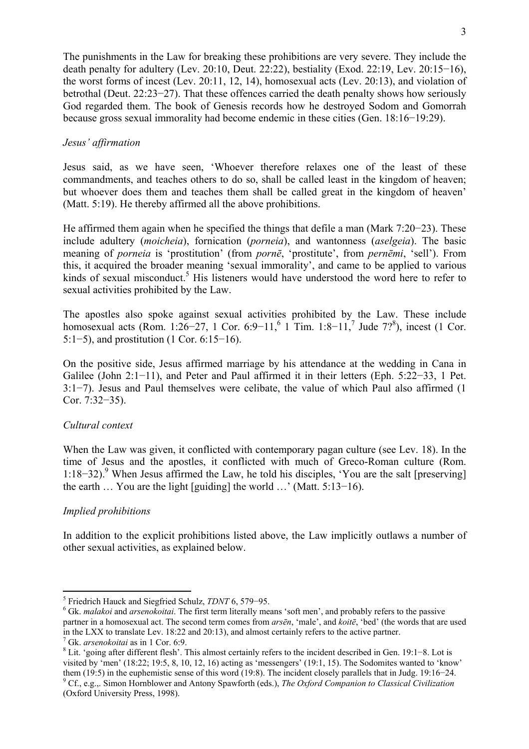The punishments in the Law for breaking these prohibitions are very severe. They include the death penalty for adultery (Lev. 20:10, Deut. 22:22), bestiality (Exod. 22:19, Lev. 20:15−16), the worst forms of incest (Lev. 20:11, 12, 14), homosexual acts (Lev. 20:13), and violation of betrothal (Deut. 22:23−27). That these offences carried the death penalty shows how seriously God regarded them. The book of Genesis records how he destroyed Sodom and Gomorrah because gross sexual immorality had become endemic in these cities (Gen. 18:16−19:29).

*Jesus' affirmation*

Jesus said, as we have seen, 'Whoever therefore relaxes one of the least of these commandments, and teaches others to do so, shall be called least in the kingdom of heaven; but whoever does them and teaches them shall be called great in the kingdom of heaven' (Matt. 5:19). He thereby affirmed all the above prohibitions.

He affirmed them again when he specified the things that defile a man (Mark 7:20−23). These include adultery (*moicheia*), fornication (*porneia*), and wantonness (*aselgeia*). The basic meaning of *porneia* is 'prostitution' (from *pornē*, 'prostitute', from *pernēmi*, 'sell'). From this, it acquired the broader meaning 'sexual immorality', and came to be applied to various kinds of sexual misconduct.[5] His listeners would have understood the word here to refer to sexual activities prohibited by the Law.

The apostles also spoke against sexual activities prohibited by the Law. These include homosexual acts (Rom. 1:26−27, 1 Cor. 6:9−11,[6] 1 Tim. 1:8−11,[7] Jude 7?[8]), incest (1 Cor. 5:1−5), and prostitution (1 Cor. 6:15−16).

On the positive side, Jesus affirmed marriage by his attendance at the wedding in Cana in Galilee (John 2:1−11), and Peter and Paul affirmed it in their letters (Eph. 5:22−33, 1 Pet. 3:1−7). Jesus and Paul themselves were celibate, the value of which Paul also affirmed (1 Cor. 7:32−35).

*Cultural context*

When the Law was given, it conflicted with contemporary pagan culture (see Lev. 18). In the time of Jesus and the apostles, it conflicted with much of Greco-Roman culture (Rom. 1:18−32).[9] When Jesus affirmed the Law, he told his disciples, 'You are the salt [preserving] the earth … You are the light [guiding] the world …' (Matt. 5:13−16).

*Implied prohibitions*

In addition to the explicit prohibitions listed above, the Law implicitly outlaws a number of other sexual activities, as explained below.

---

[5] Friedrich Hauck and Siegfried Schulz, *TDNT* 6, 579−95.

[6] Gk. *malakoi* and *arsenokoitai*. The first term literally means 'soft men', and probably refers to the passive partner in a homosexual act. The second term comes from *arsēn*, 'male', and *koitē*, 'bed' (the words that are used in the LXX to translate Lev. 18:22 and 20:13), and almost certainly refers to the active partner.

[7] Gk. *arsenokoitai* as in 1 Cor. 6:9.

[8] Lit. 'going after different flesh'. This almost certainly refers to the incident described in Gen. 19:1−8. Lot is visited by 'men' (18:22; 19:5, 8, 10, 12, 16) acting as 'messengers' (19:1, 15). The Sodomites wanted to 'know' them (19:5) in the euphemistic sense of this word (19:8). The incident closely parallels that in Judg. 19:16−24.

[9] Cf., e.g.,. Simon Hornblower and Antony Spawforth (eds.), *The Oxford Companion to Classical Civilization* (Oxford University Press, 1998).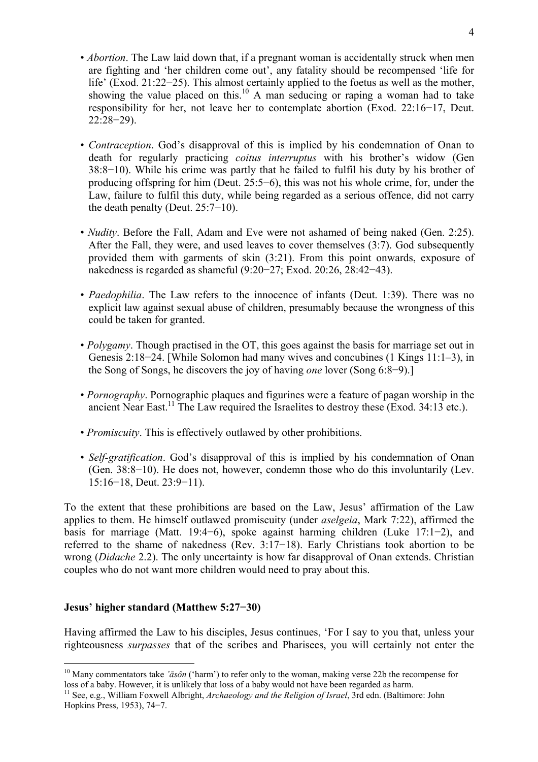- *Abortion*. The Law laid down that, if a pregnant woman is accidentally struck when men are fighting and 'her children come out', any fatality should be recompensed 'life for life' (Exod. 21:22−25). This almost certainly applied to the foetus as well as the mother, showing the value placed on this.[10] A man seducing or raping a woman had to take responsibility for her, not leave her to contemplate abortion (Exod. 22:16−17, Deut. 22:28−29).

- *Contraception*. God's disapproval of this is implied by his condemnation of Onan to death for regularly practicing *coitus interruptus* with his brother's widow (Gen 38:8−10). While his crime was partly that he failed to fulfil his duty by his brother of producing offspring for him (Deut. 25:5−6), this was not his whole crime, for, under the Law, failure to fulfil this duty, while being regarded as a serious offence, did not carry the death penalty (Deut. 25:7−10).

- *Nudity*. Before the Fall, Adam and Eve were not ashamed of being naked (Gen. 2:25). After the Fall, they were, and used leaves to cover themselves (3:7). God subsequently provided them with garments of skin (3:21). From this point onwards, exposure of nakedness is regarded as shameful (9:20−27; Exod. 20:26, 28:42−43).

- *Paedophilia*. The Law refers to the innocence of infants (Deut. 1:39). There was no explicit law against sexual abuse of children, presumably because the wrongness of this could be taken for granted.

- *Polygamy*. Though practised in the OT, this goes against the basis for marriage set out in Genesis 2:18−24. [While Solomon had many wives and concubines (1 Kings 11:1–3), in the Song of Songs, he discovers the joy of having *one* lover (Song 6:8−9).]

- *Pornography*. Pornographic plaques and figurines were a feature of pagan worship in the ancient Near East.[11] The Law required the Israelites to destroy these (Exod. 34:13 etc.).

- *Promiscuity*. This is effectively outlawed by other prohibitions.

- *Self-gratification*. God's disapproval of this is implied by his condemnation of Onan (Gen. 38:8−10). He does not, however, condemn those who do this involuntarily (Lev. 15:16−18, Deut. 23:9−11).

To the extent that these prohibitions are based on the Law, Jesus' affirmation of the Law applies to them. He himself outlawed promiscuity (under *aselgeia*, Mark 7:22), affirmed the basis for marriage (Matt. 19:4−6), spoke against harming children (Luke 17:1−2), and referred to the shame of nakedness (Rev. 3:17−18). Early Christians took abortion to be wrong (*Didache* 2.2). The only uncertainty is how far disapproval of Onan extends. Christian couples who do not want more children would need to pray about this.

**Jesus' higher standard (Matthew 5:27−30)**

Having affirmed the Law to his disciples, Jesus continues, 'For I say to you that, unless your righteousness *surpasses* that of the scribes and Pharisees, you will certainly not enter the

---

[10] Many commentators take *'āsôn* ('harm') to refer only to the woman, making verse 22b the recompense for loss of a baby. However, it is unlikely that loss of a baby would not have been regarded as harm.

[11] See, e.g., William Foxwell Albright, *Archaeology and the Religion of Israel*, 3rd edn. (Baltimore: John Hopkins Press, 1953), 74−7.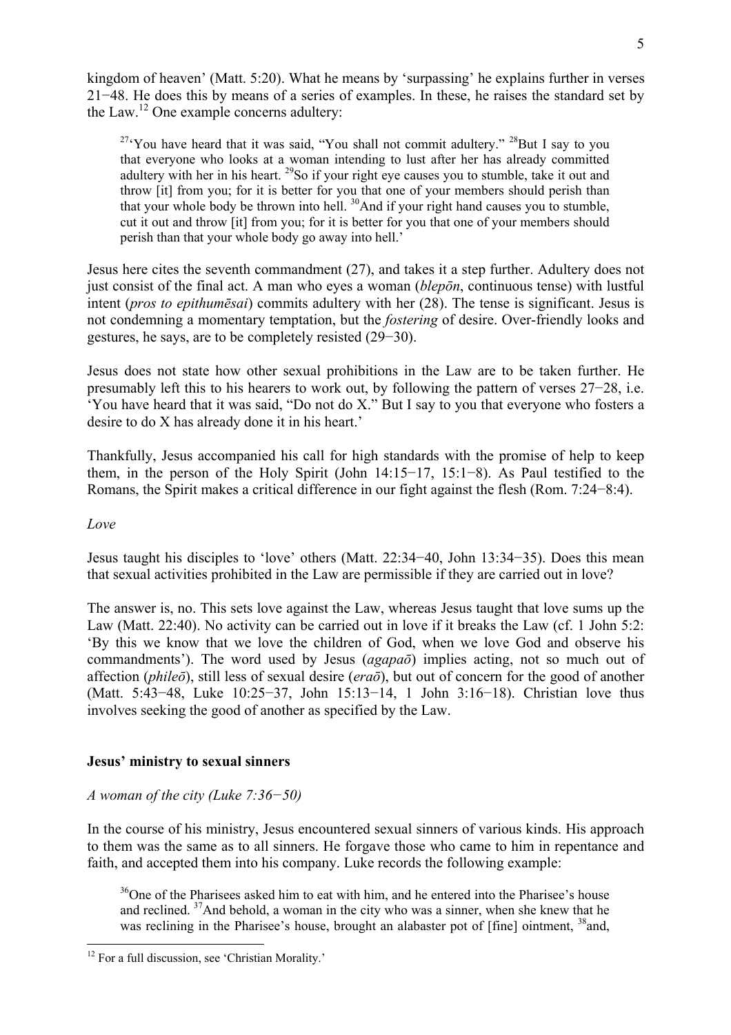kingdom of heaven' (Matt. 5:20). What he means by 'surpassing' he explains further in verses 21−48. He does this by means of a series of examples. In these, he raises the standard set by the Law.[12] One example concerns adultery:

> [27]'You have heard that it was said, "You shall not commit adultery." [28]But I say to you that everyone who looks at a woman intending to lust after her has already committed adultery with her in his heart. [29]So if your right eye causes you to stumble, take it out and throw [it] from you; for it is better for you that one of your members should perish than that your whole body be thrown into hell. [30]And if your right hand causes you to stumble, cut it out and throw [it] from you; for it is better for you that one of your members should perish than that your whole body go away into hell.'

Jesus here cites the seventh commandment (27), and takes it a step further. Adultery does not just consist of the final act. A man who eyes a woman (*blepōn*, continuous tense) with lustful intent (*pros to epithumēsai*) commits adultery with her (28). The tense is significant. Jesus is not condemning a momentary temptation, but the *fostering* of desire. Over-friendly looks and gestures, he says, are to be completely resisted (29−30).

Jesus does not state how other sexual prohibitions in the Law are to be taken further. He presumably left this to his hearers to work out, by following the pattern of verses 27−28, i.e. 'You have heard that it was said, "Do not do X." But I say to you that everyone who fosters a desire to do X has already done it in his heart.'

Thankfully, Jesus accompanied his call for high standards with the promise of help to keep them, in the person of the Holy Spirit (John 14:15−17, 15:1−8). As Paul testified to the Romans, the Spirit makes a critical difference in our fight against the flesh (Rom. 7:24−8:4).

*Love*

Jesus taught his disciples to 'love' others (Matt. 22:34−40, John 13:34−35). Does this mean that sexual activities prohibited in the Law are permissible if they are carried out in love?

The answer is, no. This sets love against the Law, whereas Jesus taught that love sums up the Law (Matt. 22:40). No activity can be carried out in love if it breaks the Law (cf. 1 John 5:2: 'By this we know that we love the children of God, when we love God and observe his commandments'). The word used by Jesus (*agapaō*) implies acting, not so much out of affection (*phileō*), still less of sexual desire (*eraō*), but out of concern for the good of another (Matt. 5:43−48, Luke 10:25−37, John 15:13−14, 1 John 3:16−18). Christian love thus involves seeking the good of another as specified by the Law.

## Jesus' ministry to sexual sinners

*A woman of the city (Luke 7:36−50)*

In the course of his ministry, Jesus encountered sexual sinners of various kinds. His approach to them was the same as to all sinners. He forgave those who came to him in repentance and faith, and accepted them into his company. Luke records the following example:

> [36]One of the Pharisees asked him to eat with him, and he entered into the Pharisee's house and reclined. [37]And behold, a woman in the city who was a sinner, when she knew that he was reclining in the Pharisee's house, brought an alabaster pot of [fine] ointment, [38]and,

[12] For a full discussion, see 'Christian Morality.'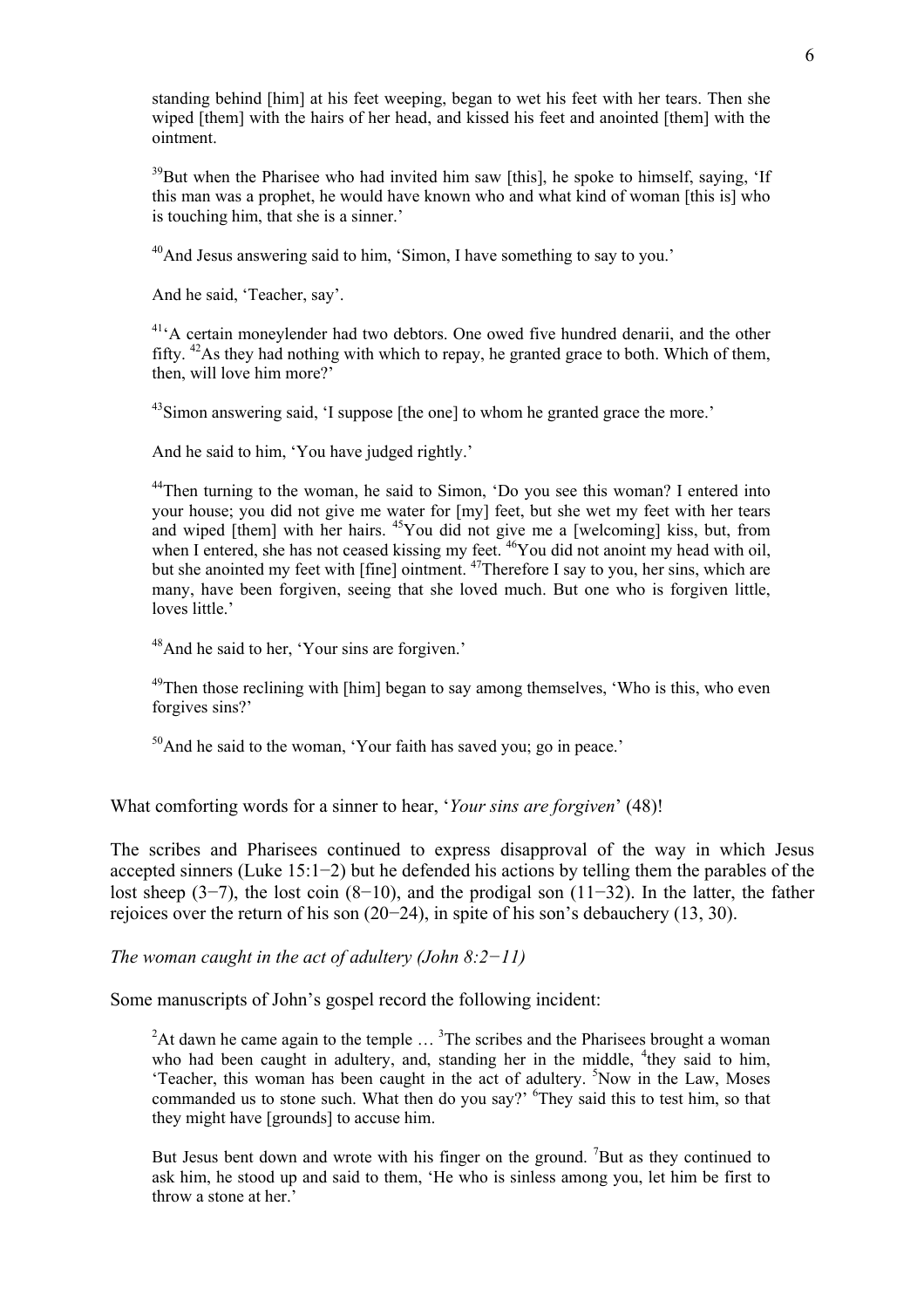standing behind [him] at his feet weeping, began to wet his feet with her tears. Then she wiped [them] with the hairs of her head, and kissed his feet and anointed [them] with the ointment.

> [39]But when the Pharisee who had invited him saw [this], he spoke to himself, saying, 'If this man was a prophet, he would have known who and what kind of woman [this is] who is touching him, that she is a sinner.'
>
> [40]And Jesus answering said to him, 'Simon, I have something to say to you.'
>
> And he said, 'Teacher, say'.
>
> [41]'A certain moneylender had two debtors. One owed five hundred denarii, and the other fifty. [42]As they had nothing with which to repay, he granted grace to both. Which of them, then, will love him more?'
>
> [43]Simon answering said, 'I suppose [the one] to whom he granted grace the more.'
>
> And he said to him, 'You have judged rightly.'
>
> [44]Then turning to the woman, he said to Simon, 'Do you see this woman? I entered into your house; you did not give me water for [my] feet, but she wet my feet with her tears and wiped [them] with her hairs. [45]You did not give me a [welcoming] kiss, but, from when I entered, she has not ceased kissing my feet. [46]You did not anoint my head with oil, but she anointed my feet with [fine] ointment. [47]Therefore I say to you, her sins, which are many, have been forgiven, seeing that she loved much. But one who is forgiven little, loves little.'
>
> [48]And he said to her, 'Your sins are forgiven.'
>
> [49]Then those reclining with [him] began to say among themselves, 'Who is this, who even forgives sins?'
>
> [50]And he said to the woman, 'Your faith has saved you; go in peace.'

What comforting words for a sinner to hear, '*Your sins are forgiven*' (48)!

The scribes and Pharisees continued to express disapproval of the way in which Jesus accepted sinners (Luke 15:1−2) but he defended his actions by telling them the parables of the lost sheep (3−7), the lost coin (8−10), and the prodigal son (11−32). In the latter, the father rejoices over the return of his son (20−24), in spite of his son's debauchery (13, 30).

*The woman caught in the act of adultery (John 8:2−11)*

Some manuscripts of John's gospel record the following incident:

> [2]At dawn he came again to the temple … [3]The scribes and the Pharisees brought a woman who had been caught in adultery, and, standing her in the middle, [4]they said to him, 'Teacher, this woman has been caught in the act of adultery. [5]Now in the Law, Moses commanded us to stone such. What then do you say?' [6]They said this to test him, so that they might have [grounds] to accuse him.
>
> But Jesus bent down and wrote with his finger on the ground. [7]But as they continued to ask him, he stood up and said to them, 'He who is sinless among you, let him be first to throw a stone at her.'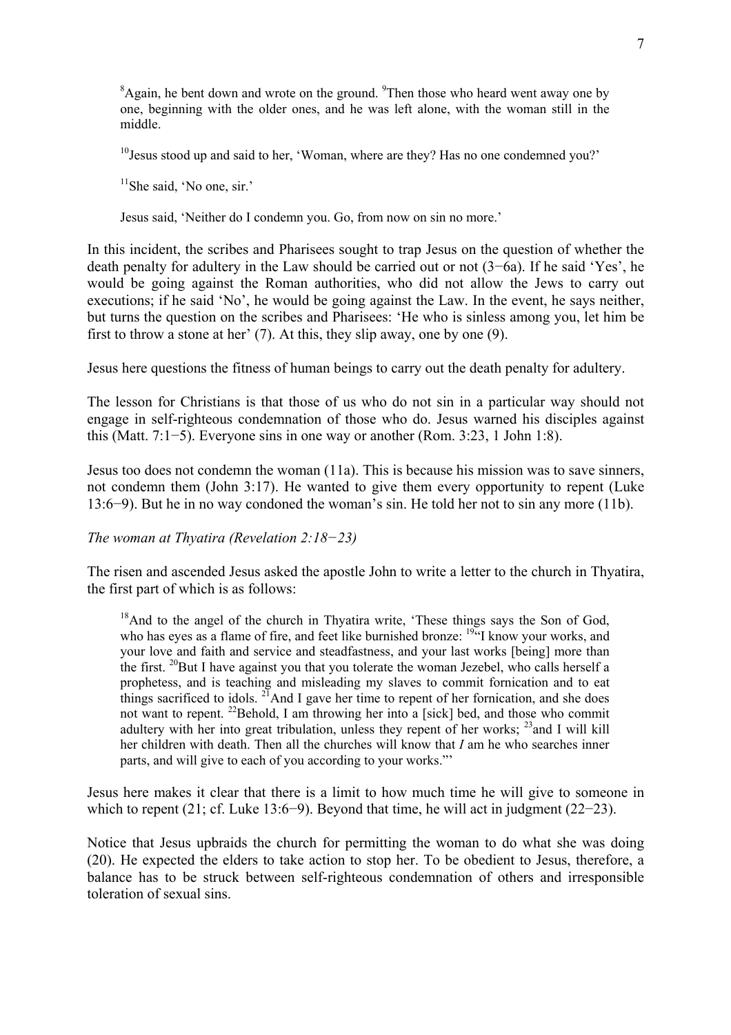> [8]Again, he bent down and wrote on the ground. [9]Then those who heard went away one by one, beginning with the older ones, and he was left alone, with the woman still in the middle.
>
> [10]Jesus stood up and said to her, 'Woman, where are they? Has no one condemned you?'
>
> [11]She said, 'No one, sir.'
>
> Jesus said, 'Neither do I condemn you. Go, from now on sin no more.'

In this incident, the scribes and Pharisees sought to trap Jesus on the question of whether the death penalty for adultery in the Law should be carried out or not (3−6a). If he said 'Yes', he would be going against the Roman authorities, who did not allow the Jews to carry out executions; if he said 'No', he would be going against the Law. In the event, he says neither, but turns the question on the scribes and Pharisees: 'He who is sinless among you, let him be first to throw a stone at her' (7). At this, they slip away, one by one (9).

Jesus here questions the fitness of human beings to carry out the death penalty for adultery.

The lesson for Christians is that those of us who do not sin in a particular way should not engage in self-righteous condemnation of those who do. Jesus warned his disciples against this (Matt. 7:1−5). Everyone sins in one way or another (Rom. 3:23, 1 John 1:8).

Jesus too does not condemn the woman (11a). This is because his mission was to save sinners, not condemn them (John 3:17). He wanted to give them every opportunity to repent (Luke 13:6−9). But he in no way condoned the woman's sin. He told her not to sin any more (11b).

*The woman at Thyatira (Revelation 2:18−23)*

The risen and ascended Jesus asked the apostle John to write a letter to the church in Thyatira, the first part of which is as follows:

> [18]And to the angel of the church in Thyatira write, 'These things says the Son of God, who has eyes as a flame of fire, and feet like burnished bronze: [19]"I know your works, and your love and faith and service and steadfastness, and your last works [being] more than the first. [20]But I have against you that you tolerate the woman Jezebel, who calls herself a prophetess, and is teaching and misleading my slaves to commit fornication and to eat things sacrificed to idols. [21]And I gave her time to repent of her fornication, and she does not want to repent. [22]Behold, I am throwing her into a [sick] bed, and those who commit adultery with her into great tribulation, unless they repent of her works; [23]and I will kill her children with death. Then all the churches will know that *I* am he who searches inner parts, and will give to each of you according to your works."'

Jesus here makes it clear that there is a limit to how much time he will give to someone in which to repent (21; cf. Luke 13:6−9). Beyond that time, he will act in judgment (22−23).

Notice that Jesus upbraids the church for permitting the woman to do what she was doing (20). He expected the elders to take action to stop her. To be obedient to Jesus, therefore, a balance has to be struck between self-righteous condemnation of others and irresponsible toleration of sexual sins.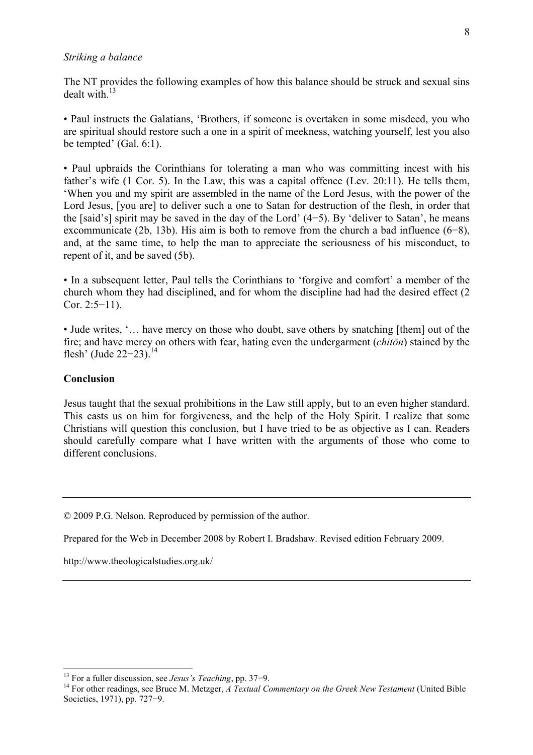*Striking a balance*

The NT provides the following examples of how this balance should be struck and sexual sins dealt with.[13]

• Paul instructs the Galatians, 'Brothers, if someone is overtaken in some misdeed, you who are spiritual should restore such a one in a spirit of meekness, watching yourself, lest you also be tempted' (Gal. 6:1).

• Paul upbraids the Corinthians for tolerating a man who was committing incest with his father's wife (1 Cor. 5). In the Law, this was a capital offence (Lev. 20:11). He tells them, 'When you and my spirit are assembled in the name of the Lord Jesus, with the power of the Lord Jesus, [you are] to deliver such a one to Satan for destruction of the flesh, in order that the [said's] spirit may be saved in the day of the Lord' (4−5). By 'deliver to Satan', he means excommunicate (2b, 13b). His aim is both to remove from the church a bad influence (6−8), and, at the same time, to help the man to appreciate the seriousness of his misconduct, to repent of it, and be saved (5b).

• In a subsequent letter, Paul tells the Corinthians to 'forgive and comfort' a member of the church whom they had disciplined, and for whom the discipline had had the desired effect (2 Cor. 2:5−11).

• Jude writes, '… have mercy on those who doubt, save others by snatching [them] out of the fire; and have mercy on others with fear, hating even the undergarment (*chitōn*) stained by the flesh' (Jude 22−23).[14]

**Conclusion**

Jesus taught that the sexual prohibitions in the Law still apply, but to an even higher standard. This casts us on him for forgiveness, and the help of the Holy Spirit. I realize that some Christians will question this conclusion, but I have tried to be as objective as I can. Readers should carefully compare what I have written with the arguments of those who come to different conclusions.

---

© 2009 P.G. Nelson. Reproduced by permission of the author.

Prepared for the Web in December 2008 by Robert I. Bradshaw. Revised edition February 2009.

http://www.theologicalstudies.org.uk/

---

[13] For a fuller discussion, see *Jesus's Teaching*, pp. 37−9.

[14] For other readings, see Bruce M. Metzger, *A Textual Commentary on the Greek New Testament* (United Bible Societies, 1971), pp. 727−9.